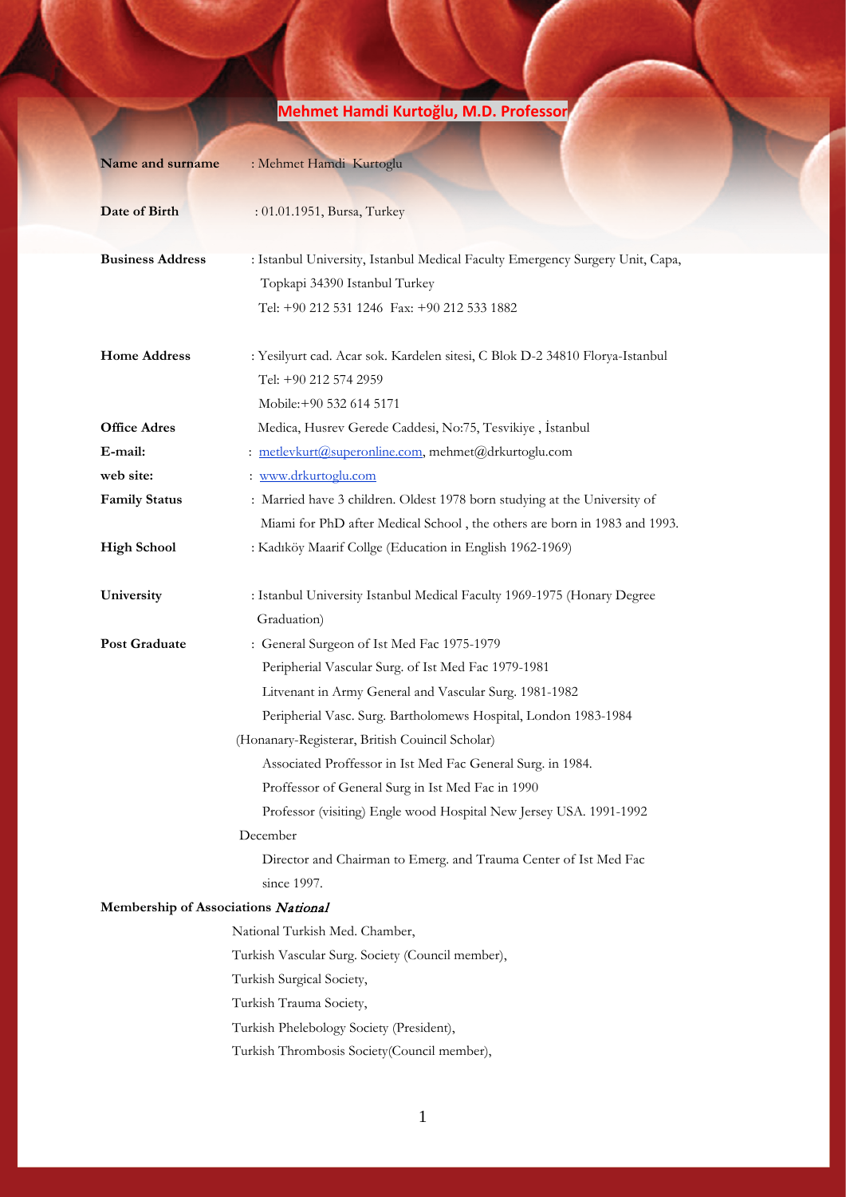# Mehmet Hamdi Kurtoğlu, M.D. Professor

**Name and surname** : Mehmet Hamdi Kurtoglu

**Date of Birth** : 01.01.1951, Bursa, Turkey

**Business Address** : Istanbul University, Istanbul Medical Faculty Emergency Surgery Unit, Capa, Topkapi 34390 Istanbul Turkey
Tel: +90 212 531 1246 Fax: +90 212 533 1882

**Home Address** : Yesilyurt cad. Acar sok. Kardelen sitesi, C Blok D-2 34810 Florya-Istanbul
Tel: +90 212 574 2959
Mobile:+90 532 614 5171

**Office Adres** Medica, Husrev Gerede Caddesi, No:75, Tesvikiye , İstanbul

**E-mail:** : metlevkurt@superonline.com, mehmet@drkurtoglu.com

**web site:** : www.drkurtoglu.com

**Family Status** : Married have 3 children. Oldest 1978 born studying at the University of Miami for PhD after Medical School , the others are born in 1983 and 1993.

**High School** : Kadıköy Maarif Collge (Education in English 1962-1969)

**University** : Istanbul University Istanbul Medical Faculty 1969-1975 (Honary Degree Graduation)

**Post Graduate** : General Surgeon of Ist Med Fac 1975-1979
Peripherial Vascular Surg. of Ist Med Fac 1979-1981
Litvenant in Army General and Vascular Surg. 1981-1982
Peripherial Vasc. Surg. Bartholomews Hospital, London 1983-1984
(Honanary-Registerar, British Couincil Scholar)
Associated Proffessor in Ist Med Fac General Surg. in 1984.
Proffessor of General Surg in Ist Med Fac in 1990
Professor (visiting) Engle wood Hospital New Jersey USA. 1991-1992
December
Director and Chairman to Emerg. and Trauma Center of Ist Med Fac since 1997.

**Membership of Associations** *National*

National Turkish Med. Chamber,
Turkish Vascular Surg. Society (Council member),
Turkish Surgical Society,
Turkish Trauma Society,
Turkish Phelebology Society (President),
Turkish Thrombosis Society(Council member),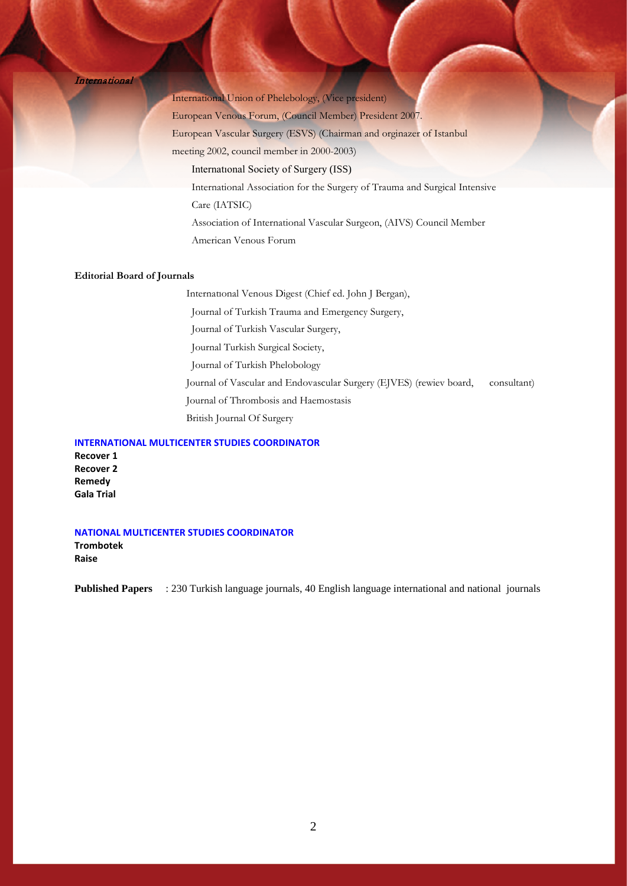*International*

International Union of Phelebology, (Vice president)
European Venous Forum, (Council Member) President 2007.
European Vascular Surgery (ESVS) (Chairman and orginazer of Istanbul meeting 2002, council member in 2000-2003)
International Society of Surgery (ISS)
International Association for the Surgery of Trauma and Surgical Intensive Care (IATSIC)
Association of International Vascular Surgeon, (AIVS) Council Member
American Venous Forum

**Editorial Board of Journals**

International Venous Digest (Chief ed. John J Bergan),
Journal of Turkish Trauma and Emergency Surgery,
Journal of Turkish Vascular Surgery,
Journal Turkish Surgical Society,
Journal of Turkish Phelobology
Journal of Vascular and Endovascular Surgery (EJVES) (rewiev board, consultant)
Journal of Thrombosis and Haemostasis
British Journal Of Surgery

**INTERNATIONAL MULTICENTER STUDIES COORDINATOR**

**Recover 1**
**Recover 2**
**Remedy**
**Gala Trial**

**NATIONAL MULTICENTER STUDIES COORDINATOR**

**Trombotek**
**Raise**

**Published Papers** : 230 Turkish language journals, 40 English language international and national journals